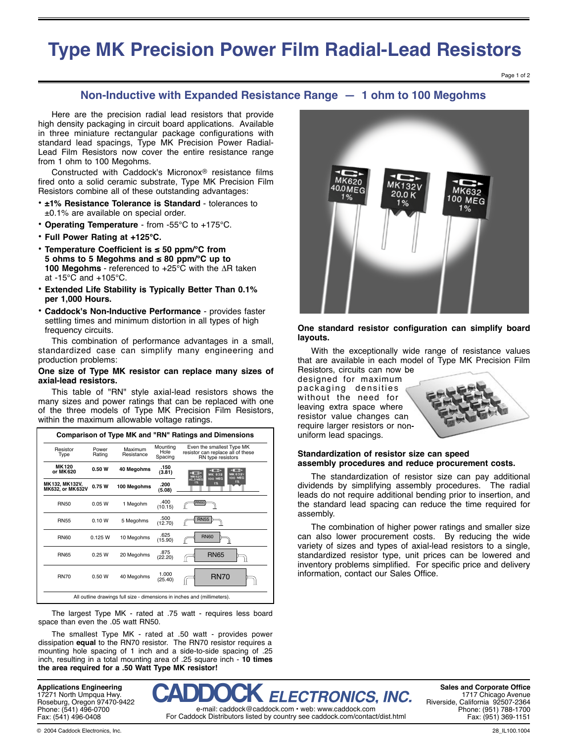# Type MK Precision Power Film Radial-Lead Resistors

## Non-Inductive with Expanded Resistance Range — 1 ohm to 100 Megohms

Here are the precision radial lead resistors that provide high density packaging in circuit board applications. Available in three miniature rectangular package configurations with standard lead spacings, Type MK Precision Power Radial-Lead Film Resistors now cover the entire resistance range from 1 ohm to 100 Megohms.

Constructed with Caddock's Micronox® resistance films fired onto a solid ceramic substrate, Type MK Precision Film Resistors combine all of these advantages:

- **±1% Resistance Tolerance is Standard** - tolerances to ±0.1% are available on special order.
- **Operating Temperature** - from -55°C to +175°C.
- **Full Power Rating at +125°C.**
- **Temperature Coefficient is ≤ 50 ppm/°C from 5 ohms to 5 Megohms and ≤ 80 ppm/°C up to 100 Megohms** - referenced to +25°C with the $\Delta R$ taken at -15°C and +105°C.
- **Extended Life Stability is Typically Better Than 0.1% per 1,000 Hours.**
- **Caddock's Non-Inductive Performance** - provides faster settling times and minimum distortion in all types of high frequency circuits.

This combination of performance advantages in a small, standardized case can simplify many engineering and production problems:

**One size of Type MK resistor can replace many sizes of axial-lead resistors.**

This table of "RN" style axial-lead resistors shows the many sizes and power ratings that can be replaced with one of the three models of Type MK Precision Film Resistors, within the maximum allowable voltage ratings.

**Comparison of Type MK and "RN" Ratings and Dimensions**

| Resistor Type | Power Rating | Maximum Resistance | Mounting Hole Spacing | Even the smallest Type MK resistor can replace all of these RN type resistors |
|---|---|---|---|---|
| **MK120 or MK620** | **0.50 W** | **40 Megohms** | **.150 (3.81)** | |
| **MK132, MK132V, MK632, or MK632V** | **0.75 W** | **100 Megohms** | **.200 (5.08)** | |
| RN50 | 0.05 W | 1 Megohm | .400 (10.15) | RN50 |
| RN55 | 0.10 W | 5 Megohms | .500 (12.70) | RN55 |
| RN60 | 0.125 W | 10 Megohms | .625 (15.90) | RN60 |
| RN65 | 0.25 W | 20 Megohms | .875 (22.20) | RN65 |
| RN70 | 0.50 W | 40 Megohms | 1.000 (25.40) | RN70 |

All outline drawings full size - dimensions in inches and (millimeters).

The largest Type MK - rated at .75 watt - requires less board space than even the .05 watt RN50.

The smallest Type MK - rated at .50 watt - provides power dissipation **equal** to the RN70 resistor. The RN70 resistor requires a mounting hole spacing of 1 inch and a side-to-side spacing of .25 inch, resulting in a total mounting area of .25 square inch - **10 times the area required for a .50 Watt Type MK resistor!**

**One standard resistor configuration can simplify board layouts.**

With the exceptionally wide range of resistance values that are available in each model of Type MK Precision Film Resistors, circuits can now be designed for maximum packaging densities without the need for leaving extra space where resistor value changes can require larger resistors or non-uniform lead spacings.

**Standardization of resistor size can speed assembly procedures and reduce procurement costs.**

The standardization of resistor size can pay additional dividends by simplifying assembly procedures. The radial leads do not require additional bending prior to insertion, and the standard lead spacing can reduce the time required for assembly.

The combination of higher power ratings and smaller size can also lower procurement costs. By reducing the wide variety of sizes and types of axial-lead resistors to a single, standardized resistor type, unit prices can be lowered and inventory problems simplified. For specific price and delivery information, contact our Sales Office.

**Applications Engineering**
17271 North Umpqua Hwy.
Roseburg, Oregon 97470-9422
Phone: (541) 496-0700
Fax: (541) 496-0408

**CADDOCK ELECTRONICS, INC.**
e-mail: caddock@caddock.com • web: www.caddock.com
For Caddock Distributors listed by country see caddock.com/contact/dist.html

**Sales and Corporate Office**
1717 Chicago Avenue
Riverside, California 92507-2364
Phone: (951) 788-1700
Fax: (951) 369-1151

© 2004 Caddock Electronics, Inc. 28_IL100.1004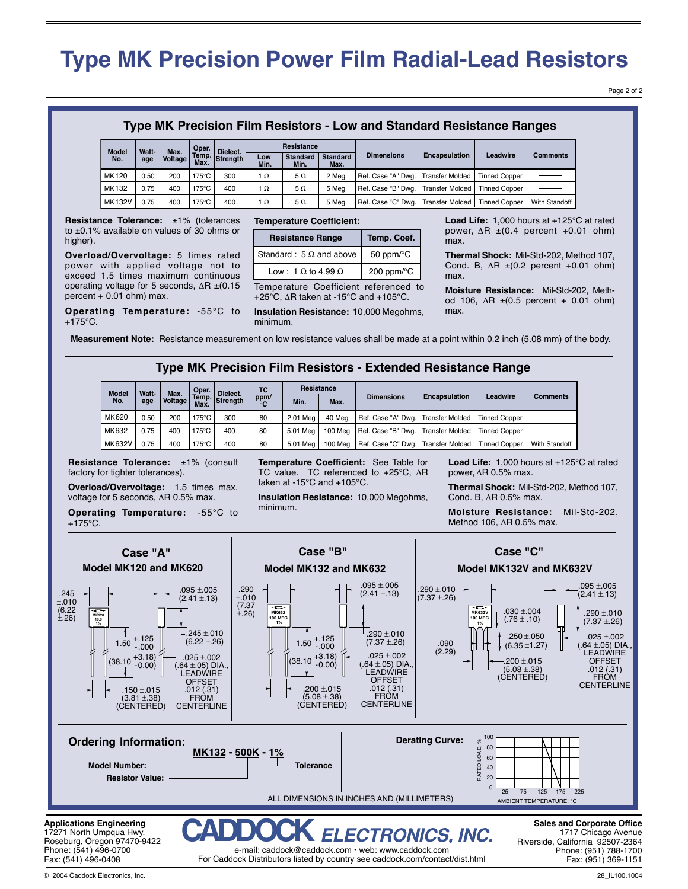# Type MK Precision Power Film Radial-Lead Resistors

## Type MK Precision Film Resistors - Low and Standard Resistance Ranges

| Model No. | Watt-age | Max. Voltage | Oper. Temp. Max. | Dielect. Strength | Resistance | | | Dimensions | Encapsulation | Leadwire | Comments |
|---|---|---|---|---|---|---|---|---|---|---|---|
| | | | | | Low Min. | Standard Min. | Standard Max. | | | | |
| MK120 | 0.50 | 200 | 175°C | 300 | 1 Ω | 5 Ω | 2 Meg | Ref. Case "A" Dwg. | Transfer Molded | Tinned Copper | ——— |
| MK132 | 0.75 | 400 | 175°C | 400 | 1 Ω | 5 Ω | 5 Meg | Ref. Case "B" Dwg. | Transfer Molded | Tinned Copper | ——— |
| MK132V | 0.75 | 400 | 175°C | 400 | 1 Ω | 5 Ω | 5 Meg | Ref. Case "C" Dwg. | Transfer Molded | Tinned Copper | With Standoff |

**Resistance Tolerance:** ±1% (tolerances to ±0.1% available on values of 30 ohms or higher).

**Overload/Overvoltage:** 5 times rated power with applied voltage not to exceed 1.5 times maximum continuous operating voltage for 5 seconds, ΔR ±(0.15 percent + 0.01 ohm) max.

**Operating Temperature:** -55°C to +175°C.

**Temperature Coefficient:**

| Resistance Range | Temp. Coef. |
|---|---|
| Standard : 5 Ω and above | 50 ppm/°C |
| Low : 1 Ω to 4.99 Ω | 200 ppm/°C |

Temperature Coefficient referenced to +25°C, ΔR taken at -15°C and +105°C.

**Insulation Resistance:** 10,000 Megohms, minimum.

**Load Life:** 1,000 hours at +125°C at rated power, ΔR ±(0.4 percent +0.01 ohm) max.

**Thermal Shock:** Mil-Std-202, Method 107, Cond. B, ΔR ±(0.2 percent +0.01 ohm) max.

**Moisture Resistance:** Mil-Std-202, Method 106, ΔR ±(0.5 percent + 0.01 ohm) max.

**Measurement Note:** Resistance measurement on low resistance values shall be made at a point within 0.2 inch (5.08 mm) of the body.

## Type MK Precision Film Resistors - Extended Resistance Range

| Model No. | Watt-age | Max. Voltage | Oper. Temp. Max. | Dielect. Strength | TC ppm/°C | Resistance | | Dimensions | Encapsulation | Leadwire | Comments |
|---|---|---|---|---|---|---|---|---|---|---|---|
| | | | | | | Min. | Max. | | | | |
| MK620 | 0.50 | 200 | 175°C | 300 | 80 | 2.01 Meg | 40 Meg | Ref. Case "A" Dwg. | Transfer Molded | Tinned Copper | ——— |
| MK632 | 0.75 | 400 | 175°C | 400 | 80 | 5.01 Meg | 100 Meg | Ref. Case "B" Dwg. | Transfer Molded | Tinned Copper | ——— |
| MK632V | 0.75 | 400 | 175°C | 400 | 80 | 5.01 Meg | 100 Meg | Ref. Case "C" Dwg. | Transfer Molded | Tinned Copper | With Standoff |

**Resistance Tolerance:** ±1% (consult factory for tighter tolerances).

**Overload/Overvoltage:** 1.5 times max. voltage for 5 seconds, ΔR 0.5% max.

**Operating Temperature:** -55°C to +175°C.

**Temperature Coefficient:** See Table for TC value. TC referenced to +25°C, ΔR taken at -15°C and +105°C.

**Insulation Resistance:** 10,000 Megohms, minimum.

**Load Life:** 1,000 hours at +125°C at rated power, ΔR 0.5% max.

**Thermal Shock:** Mil-Std-202, Method 107, Cond. B, ΔR 0.5% max.

**Moisture Resistance:** Mil-Std-202, Method 106, ΔR 0.5% max.

### Case "A"
**Model MK120 and MK620**

.245 ±.010 (6.22 ±.26); .095 ±.005 (2.41 ±.13); .245 ±.010 (6.22 ±.26); 1.50 +.125 -.000 (38.10 +3.18 -0.00); .025 ±.002 (.64 ±.05) DIA., LEADWIRE OFFSET .012 (.31) FROM CENTERLINE; .150 ±.015 (3.81 ±.38) (CENTERED)

### Case "B"
**Model MK132 and MK632**

.290 ±.010 (7.37 ±.26); .095 ±.005 (2.41 ±.13); .290 ±.010 (7.37 ±.26); 1.50 +.125 -.000 (38.10 +3.18 -0.00); .025 ±.002 (.64 ±.05) DIA., LEADWIRE OFFSET .012 (.31) FROM CENTERLINE; .200 ±.015 (5.08 ±.38) (CENTERED)

### Case "C"
**Model MK132V and MK632V**

.290 ±.010 (7.37 ±.26); .095 ±.005 (2.41 ±.13); .030 ±.004 (.76 ±.10); .290 ±.010 (7.37 ±.26); .090 (2.29); .250 ±.050 (6.35 ±1.27); .025 ±.002 (.64 ±.05) DIA., LEADWIRE OFFSET .012 (.31) FROM CENTERLINE; .200 ±.015 (5.08 ±.38) (CENTERED)

## Ordering Information:

**MK132 - 500K - 1%**

- **Model Number:** MK132
- **Resistor Value:** 500K
- **Tolerance:** 1%

**Derating Curve:**

RATED LOAD, % (0–100) vs. AMBIENT TEMPERATURE, °C (25–225)

ALL DIMENSIONS IN INCHES AND (MILLIMETERS)

**Applications Engineering**
17271 North Umpqua Hwy.
Roseburg, Oregon 97470-9422
Phone: (541) 496-0700
Fax: (541) 496-0408

**CADDOCK ELECTRONICS, INC.**
e-mail: caddock@caddock.com • web: www.caddock.com
For Caddock Distributors listed by country see caddock.com/contact/dist.html

**Sales and Corporate Office**
1717 Chicago Avenue
Riverside, California 92507-2364
Phone: (951) 788-1700
Fax: (951) 369-1151

© 2004 Caddock Electronics, Inc.

28_IL100.1004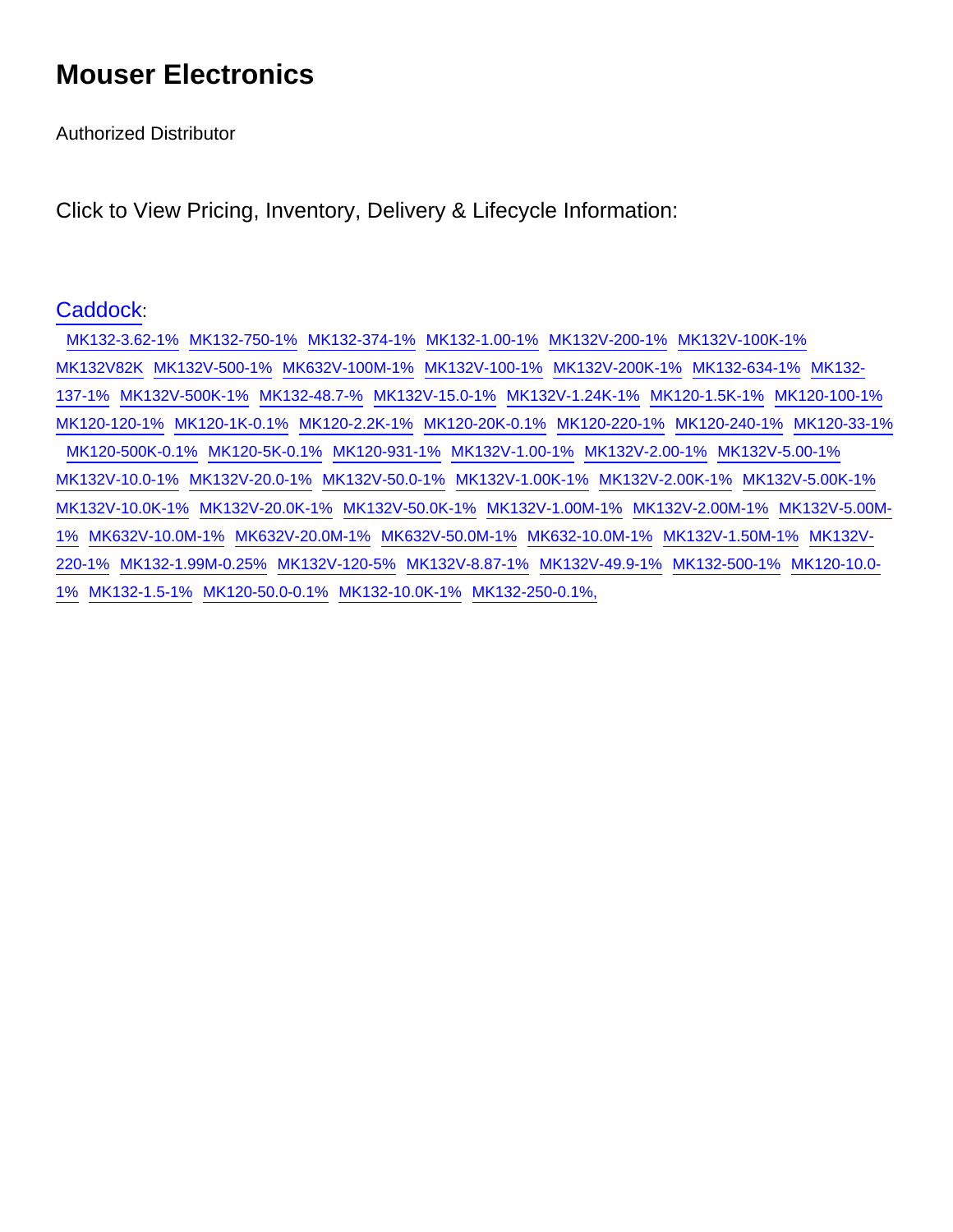# Mouser Electronics

Authorized Distributor

Click to View Pricing, Inventory, Delivery & Lifecycle Information:

Caddock:

MK132-3.62-1% MK132-750-1% MK132-374-1% MK132-1.00-1% MK132V-200-1% MK132V-100K-1% MK132V82K MK132V-500-1% MK632V-100M-1% MK132V-100-1% MK132V-200K-1% MK132-634-1% MK132-137-1% MK132V-500K-1% MK132-48.7-% MK132V-15.0-1% MK132V-1.24K-1% MK120-1.5K-1% MK120-100-1% MK120-120-1% MK120-1K-0.1% MK120-2.2K-1% MK120-20K-0.1% MK120-220-1% MK120-240-1% MK120-33-1% MK120-500K-0.1% MK120-5K-0.1% MK120-931-1% MK132V-1.00-1% MK132V-2.00-1% MK132V-5.00-1% MK132V-10.0-1% MK132V-20.0-1% MK132V-50.0-1% MK132V-1.00K-1% MK132V-2.00K-1% MK132V-5.00K-1% MK132V-10.0K-1% MK132V-20.0K-1% MK132V-50.0K-1% MK132V-1.00M-1% MK132V-2.00M-1% MK132V-5.00M-1% MK632V-10.0M-1% MK632V-20.0M-1% MK632V-50.0M-1% MK632-10.0M-1% MK132V-1.50M-1% MK132V-220-1% MK132-1.99M-0.25% MK132V-120-5% MK132V-8.87-1% MK132V-49.9-1% MK132-500-1% MK120-10.0-1% MK132-1.5-1% MK120-50.0-0.1% MK132-10.0K-1% MK132-250-0.1%,